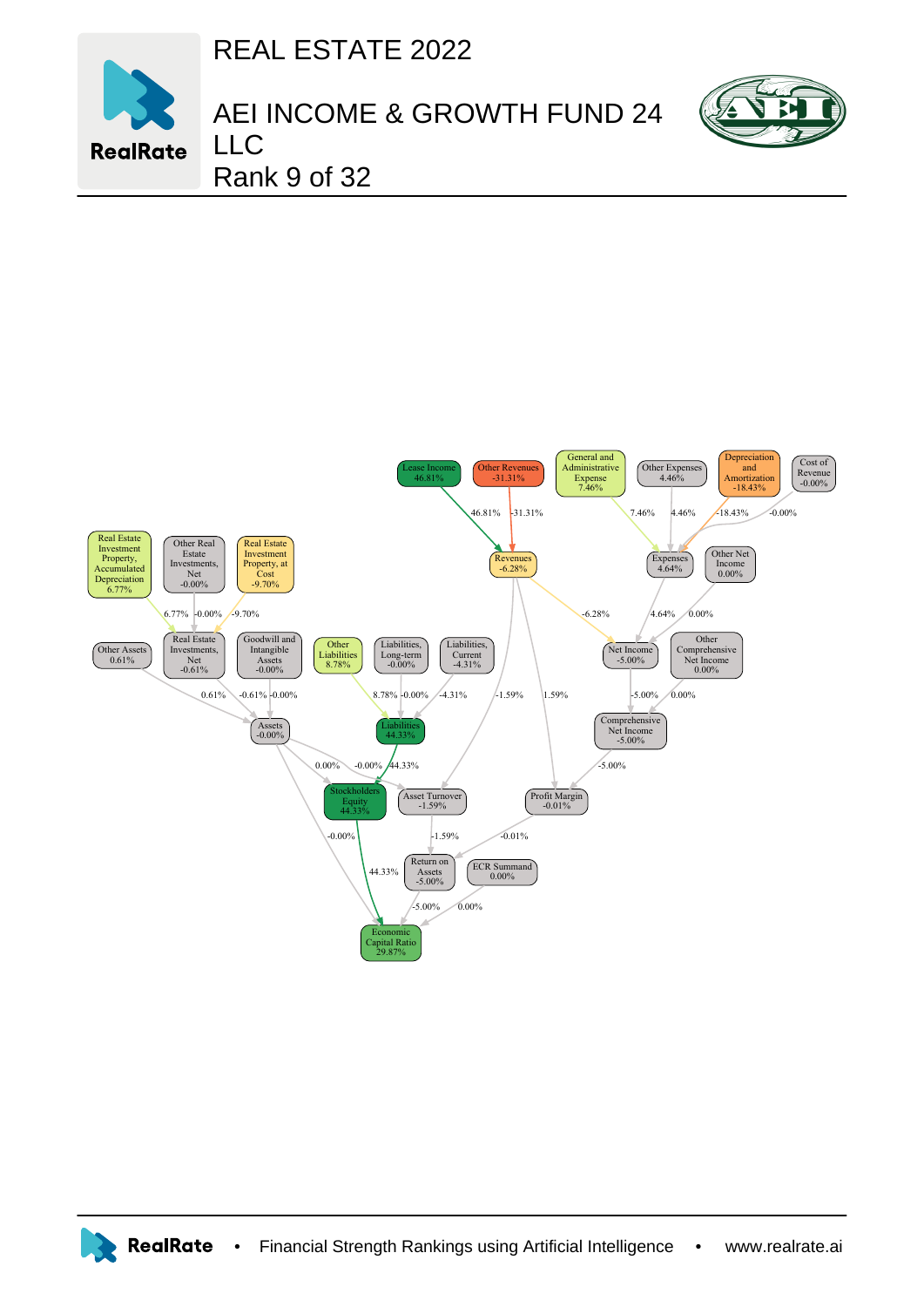# REAL ESTATE 2022

## AEI INCOME & GROWTH FUND 24 LLC

Rank 9 of 32

Lease Income 46.81%
Other Revenues -31.31%
General and Administrative Expense 7.46%
Other Expenses 4.46%
Depreciation and Amortization -18.43%
Cost of Revenue -0.00%

46.81% | -31.31% | 7.46% | 4.46% | -18.43% | -0.00%

Revenues -6.28%
Expenses 4.64%
Other Net Income 0.00%

Real Estate Investment Property, Accumulated Depreciation 6.77%
Other Real Estate Investments, Net -0.00%
Real Estate Investment Property, at Cost -9.70%

6.77% | -0.00% | -9.70% | -6.28% | 4.64% | 0.00%

Other Assets 0.61%
Real Estate Investments, Net -0.61%
Goodwill and Intangible Assets -0.00%
Other Liabilities 8.78%
Liabilities, Long-term -0.00%
Liabilities, Current -4.31%
Net Income -5.00%
Other Comprehensive Net Income 0.00%

0.61% | -0.61% | -0.00% | 8.78% | -0.00% | -4.31% | -1.59% | 1.59% | -5.00% | 0.00%

Assets -0.00%
Liabilities 44.33%
Comprehensive Net Income -5.00%

0.00% | -0.00% | 44.33% | -5.00%

Stockholders Equity 44.33%
Asset Turnover -1.59%
Profit Margin -0.01%

-0.00% | -1.59% | -0.01%

Return on Assets -5.00%
ECR Summand 0.00%

44.33% | -5.00% | 0.00%

Economic Capital Ratio 29.87%

RealRate • Financial Strength Rankings using Artificial Intelligence • www.realrate.ai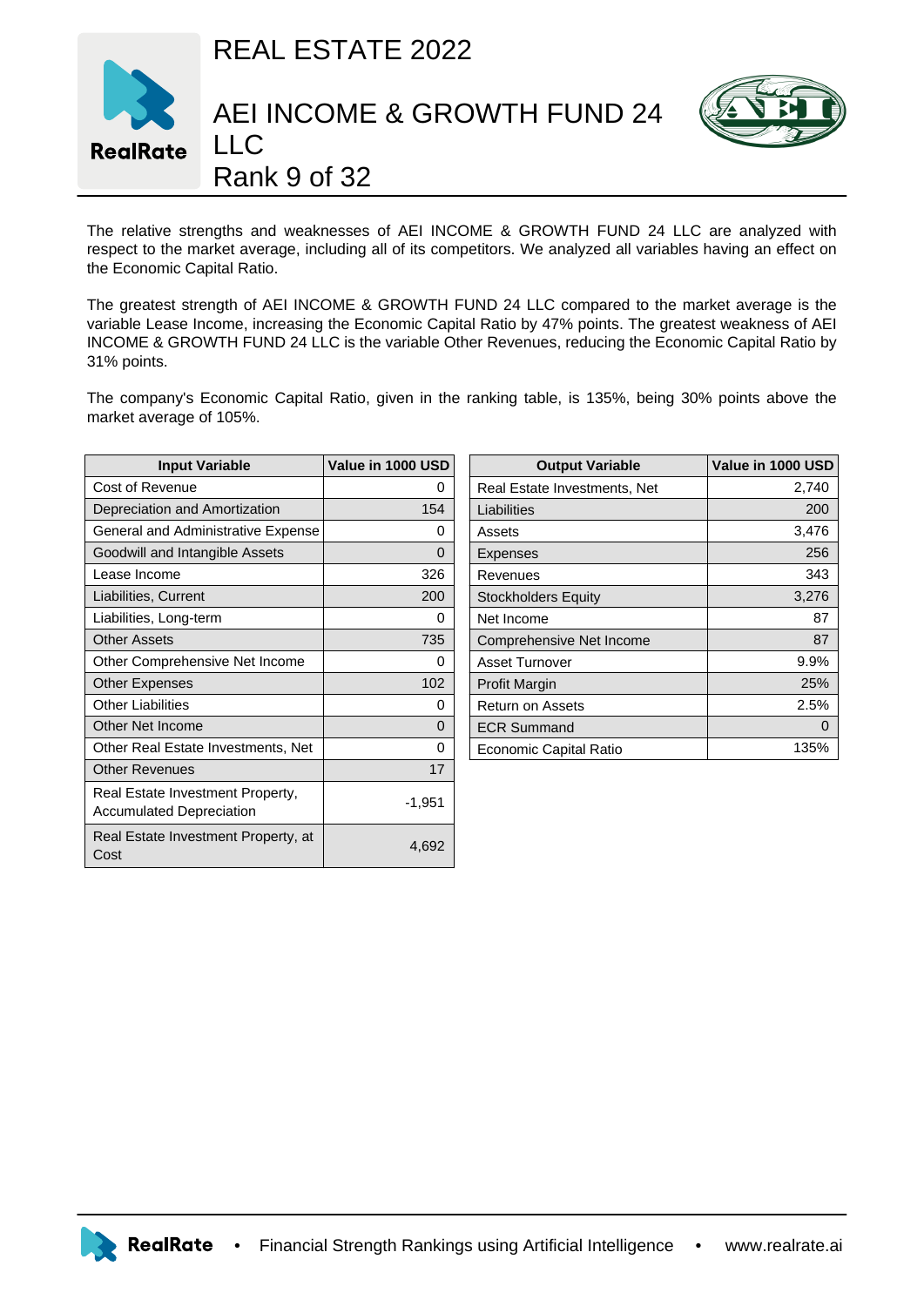# REAL ESTATE 2022

# AEI INCOME & GROWTH FUND 24 LLC
Rank 9 of 32

The relative strengths and weaknesses of AEI INCOME & GROWTH FUND 24 LLC are analyzed with respect to the market average, including all of its competitors. We analyzed all variables having an effect on the Economic Capital Ratio.

The greatest strength of AEI INCOME & GROWTH FUND 24 LLC compared to the market average is the variable Lease Income, increasing the Economic Capital Ratio by 47% points. The greatest weakness of AEI INCOME & GROWTH FUND 24 LLC is the variable Other Revenues, reducing the Economic Capital Ratio by 31% points.

The company's Economic Capital Ratio, given in the ranking table, is 135%, being 30% points above the market average of 105%.

| Input Variable | Value in 1000 USD |
|---|---|
| Cost of Revenue | 0 |
| Depreciation and Amortization | 154 |
| General and Administrative Expense | 0 |
| Goodwill and Intangible Assets | 0 |
| Lease Income | 326 |
| Liabilities, Current | 200 |
| Liabilities, Long-term | 0 |
| Other Assets | 735 |
| Other Comprehensive Net Income | 0 |
| Other Expenses | 102 |
| Other Liabilities | 0 |
| Other Net Income | 0 |
| Other Real Estate Investments, Net | 0 |
| Other Revenues | 17 |
| Real Estate Investment Property, Accumulated Depreciation | -1,951 |
| Real Estate Investment Property, at Cost | 4,692 |

| Output Variable | Value in 1000 USD |
|---|---|
| Real Estate Investments, Net | 2,740 |
| Liabilities | 200 |
| Assets | 3,476 |
| Expenses | 256 |
| Revenues | 343 |
| Stockholders Equity | 3,276 |
| Net Income | 87 |
| Comprehensive Net Income | 87 |
| Asset Turnover | 9.9% |
| Profit Margin | 25% |
| Return on Assets | 2.5% |
| ECR Summand | 0 |
| Economic Capital Ratio | 135% |